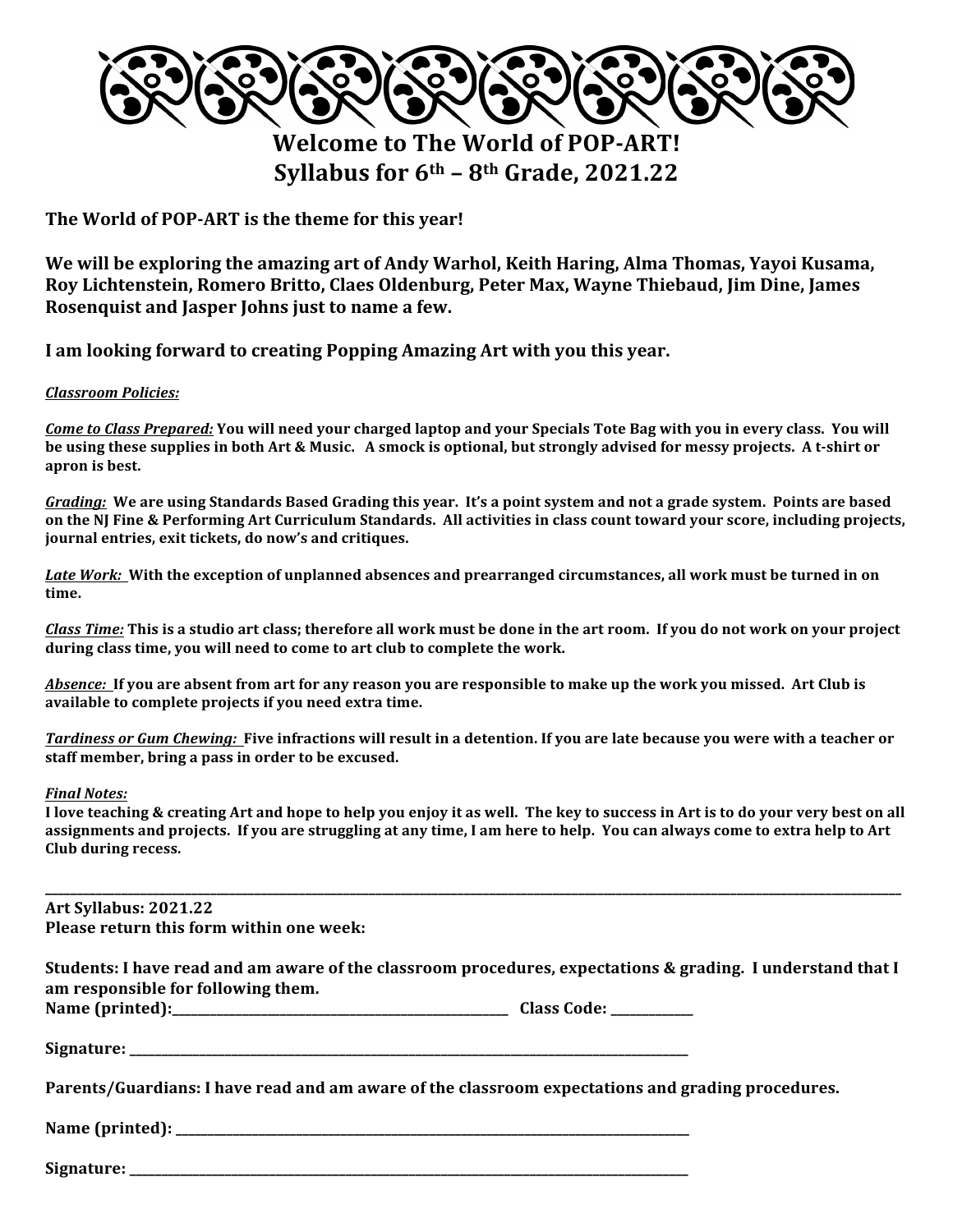# Welcome to The World of POP-ART!

## Syllabus for 6th – 8th Grade, 2021.22

**The World of POP-ART is the theme for this year!**

**We will be exploring the amazing art of Andy Warhol, Keith Haring, Alma Thomas, Yayoi Kusama, Roy Lichtenstein, Romero Britto, Claes Oldenburg, Peter Max, Wayne Thiebaud, Jim Dine, James Rosenquist and Jasper Johns just to name a few.**

**I am looking forward to creating Popping Amazing Art with you this year.**

***Classroom Policies:***

***Come to Class Prepared:*** **You will need your charged laptop and your Specials Tote Bag with you in every class. You will be using these supplies in both Art & Music. A smock is optional, but strongly advised for messy projects. A t-shirt or apron is best.**

***Grading:*** **We are using Standards Based Grading this year. It's a point system and not a grade system. Points are based on the NJ Fine & Performing Art Curriculum Standards. All activities in class count toward your score, including projects, journal entries, exit tickets, do now's and critiques.**

***Late Work:*** **With the exception of unplanned absences and prearranged circumstances, all work must be turned in on time.**

***Class Time:*** **This is a studio art class; therefore all work must be done in the art room. If you do not work on your project during class time, you will need to come to art club to complete the work.**

***Absence:*** **If you are absent from art for any reason you are responsible to make up the work you missed. Art Club is available to complete projects if you need extra time.**

***Tardiness or Gum Chewing:*** **Five infractions will result in a detention. If you are late because you were with a teacher or staff member, bring a pass in order to be excused.**

***Final Notes:***
**I love teaching & creating Art and hope to help you enjoy it as well. The key to success in Art is to do your very best on all assignments and projects. If you are struggling at any time, I am here to help. You can always come to extra help to Art Club during recess.**

---

**Art Syllabus: 2021.22**
**Please return this form within one week:**

**Students: I have read and am aware of the classroom procedures, expectations & grading. I understand that I am responsible for following them.**
**Name (printed):________________________________ Class Code: __________**

**Signature: ________________________________________________**

**Parents/Guardians: I have read and am aware of the classroom expectations and grading procedures.**

**Name (printed): ________________________________________________**

**Signature: ________________________________________________**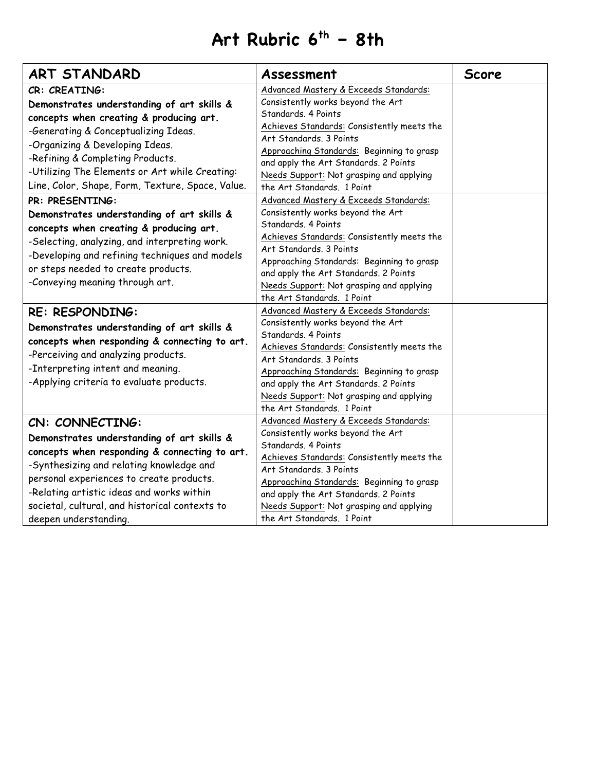# Art Rubric 6th – 8th

| ART STANDARD | Assessment | Score |
|---|---|---|
| **CR: CREATING:**<br>**Demonstrates understanding of art skills & concepts when creating & producing art.**<br>-Generating & Conceptualizing Ideas.<br>-Organizing & Developing Ideas.<br>-Refining & Completing Products.<br>-Utilizing The Elements or Art while Creating: Line, Color, Shape, Form, Texture, Space, Value. | Advanced Mastery & Exceeds Standards: Consistently works beyond the Art Standards. 4 Points<br>Achieves Standards: Consistently meets the Art Standards. 3 Points<br>Approaching Standards: Beginning to grasp and apply the Art Standards. 2 Points<br>Needs Support: Not grasping and applying the Art Standards. 1 Point | |
| **PR: PRESENTING:**<br>**Demonstrates understanding of art skills & concepts when creating & producing art.**<br>-Selecting, analyzing, and interpreting work.<br>-Developing and refining techniques and models or steps needed to create products.<br>-Conveying meaning through art. | Advanced Mastery & Exceeds Standards: Consistently works beyond the Art Standards. 4 Points<br>Achieves Standards: Consistently meets the Art Standards. 3 Points<br>Approaching Standards: Beginning to grasp and apply the Art Standards. 2 Points<br>Needs Support: Not grasping and applying the Art Standards. 1 Point | |
| **RE: RESPONDING:**<br>**Demonstrates understanding of art skills & concepts when responding & connecting to art.**<br>-Perceiving and analyzing products.<br>-Interpreting intent and meaning.<br>-Applying criteria to evaluate products. | Advanced Mastery & Exceeds Standards: Consistently works beyond the Art Standards. 4 Points<br>Achieves Standards: Consistently meets the Art Standards. 3 Points<br>Approaching Standards: Beginning to grasp and apply the Art Standards. 2 Points<br>Needs Support: Not grasping and applying the Art Standards. 1 Point | |
| **CN: CONNECTING:**<br>**Demonstrates understanding of art skills & concepts when responding & connecting to art.**<br>-Synthesizing and relating knowledge and personal experiences to create products.<br>-Relating artistic ideas and works within societal, cultural, and historical contexts to deepen understanding. | Advanced Mastery & Exceeds Standards: Consistently works beyond the Art Standards. 4 Points<br>Achieves Standards: Consistently meets the Art Standards. 3 Points<br>Approaching Standards: Beginning to grasp and apply the Art Standards. 2 Points<br>Needs Support: Not grasping and applying the Art Standards. 1 Point | |